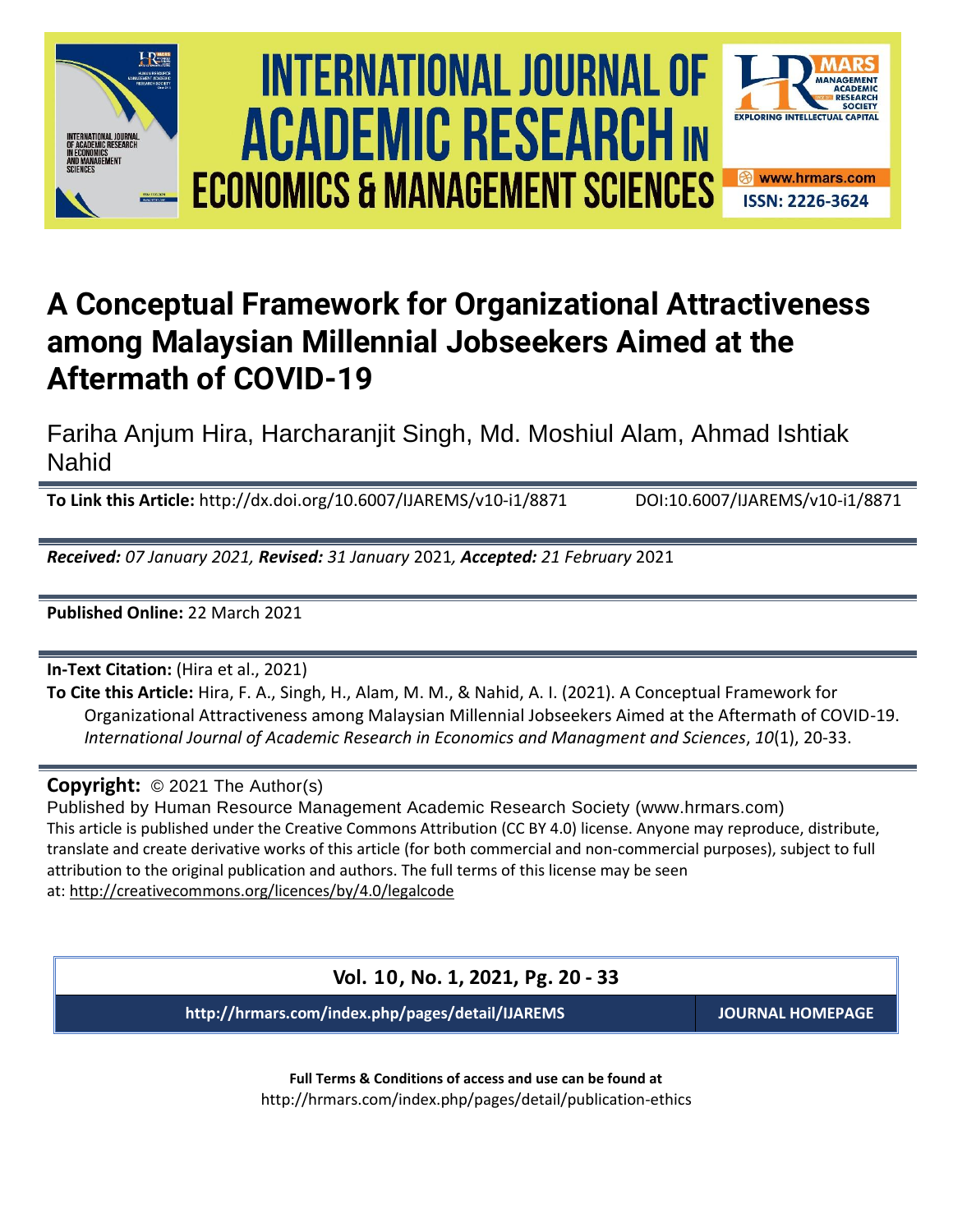# A Conceptual Framework for Organizational Attractiveness among Malaysian Millennial Jobseekers Aimed at the Aftermath of COVID-19

Fariha Anjum Hira, Harcharanjit Singh, Md. Moshiul Alam, Ahmad Ishtiak Nahid

**To Link this Article:** http://dx.doi.org/10.6007/IJAREMS/v10-i1/8871 DOI:10.6007/IJAREMS/v10-i1/8871

***Received:** 07 January 2021, **Revised:** 31 January* 2021*, **Accepted:** 21 February* 2021

**Published Online:** 22 March 2021

**In-Text Citation:** (Hira et al., 2021)

**To Cite this Article:** Hira, F. A., Singh, H., Alam, M. M., & Nahid, A. I. (2021). A Conceptual Framework for Organizational Attractiveness among Malaysian Millennial Jobseekers Aimed at the Aftermath of COVID-19. *International Journal of Academic Research in Economics and Managment and Sciences*, *10*(1), 20-33.

**Copyright:** © 2021 The Author(s)

Published by Human Resource Management Academic Research Society (www.hrmars.com)

This article is published under the Creative Commons Attribution (CC BY 4.0) license. Anyone may reproduce, distribute, translate and create derivative works of this article (for both commercial and non-commercial purposes), subject to full attribution to the original publication and authors. The full terms of this license may be seen at: http://creativecommons.org/licences/by/4.0/legalcode

**Vol. 10, No. 1, 2021, Pg. 20 - 33**

**http://hrmars.com/index.php/pages/detail/IJAREMS** **JOURNAL HOMEPAGE**

**Full Terms & Conditions of access and use can be found at**

http://hrmars.com/index.php/pages/detail/publication-ethics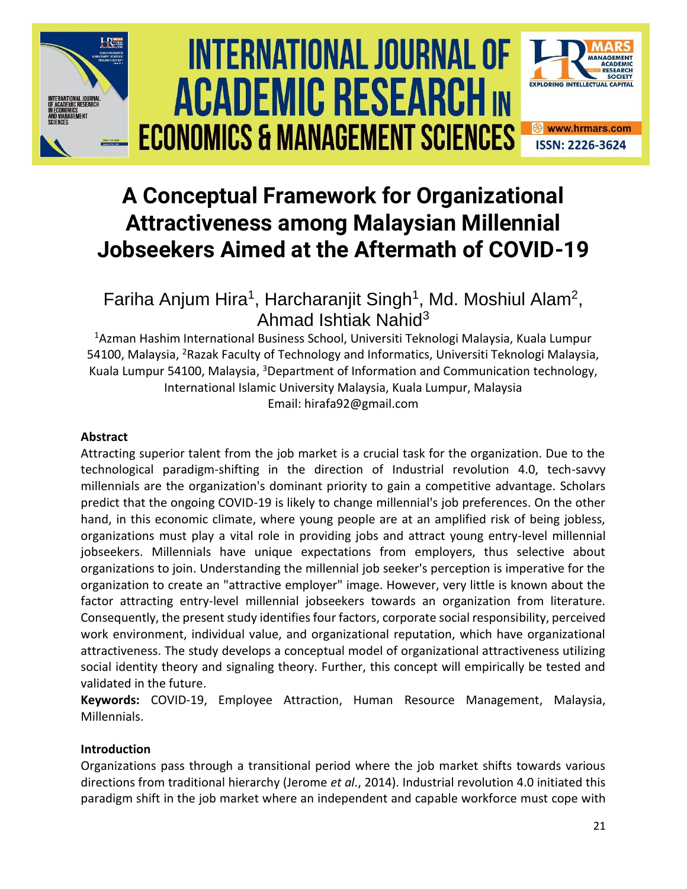# A Conceptual Framework for Organizational Attractiveness among Malaysian Millennial Jobseekers Aimed at the Aftermath of COVID-19

Fariha Anjum Hira[1], Harcharanjit Singh[1], Md. Moshiul Alam[2], Ahmad Ishtiak Nahid[3]

[1]Azman Hashim International Business School, Universiti Teknologi Malaysia, Kuala Lumpur 54100, Malaysia, [2]Razak Faculty of Technology and Informatics, Universiti Teknologi Malaysia, Kuala Lumpur 54100, Malaysia, [3]Department of Information and Communication technology, International Islamic University Malaysia, Kuala Lumpur, Malaysia
Email: hirafa92@gmail.com

**Abstract**

Attracting superior talent from the job market is a crucial task for the organization. Due to the technological paradigm-shifting in the direction of Industrial revolution 4.0, tech-savvy millennials are the organization's dominant priority to gain a competitive advantage. Scholars predict that the ongoing COVID-19 is likely to change millennial's job preferences. On the other hand, in this economic climate, where young people are at an amplified risk of being jobless, organizations must play a vital role in providing jobs and attract young entry-level millennial jobseekers. Millennials have unique expectations from employers, thus selective about organizations to join. Understanding the millennial job seeker's perception is imperative for the organization to create an "attractive employer" image. However, very little is known about the factor attracting entry-level millennial jobseekers towards an organization from literature. Consequently, the present study identifies four factors, corporate social responsibility, perceived work environment, individual value, and organizational reputation, which have organizational attractiveness. The study develops a conceptual model of organizational attractiveness utilizing social identity theory and signaling theory. Further, this concept will empirically be tested and validated in the future.

**Keywords:** COVID-19, Employee Attraction, Human Resource Management, Malaysia, Millennials.

**Introduction**

Organizations pass through a transitional period where the job market shifts towards various directions from traditional hierarchy (Jerome *et al*., 2014). Industrial revolution 4.0 initiated this paradigm shift in the job market where an independent and capable workforce must cope with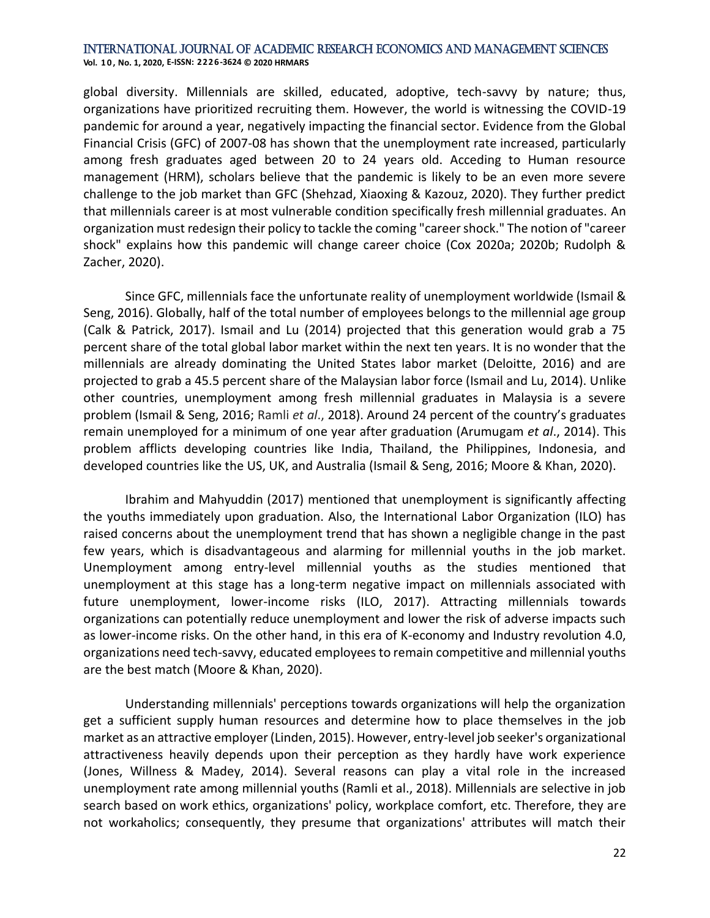global diversity. Millennials are skilled, educated, adoptive, tech-savvy by nature; thus, organizations have prioritized recruiting them. However, the world is witnessing the COVID-19 pandemic for around a year, negatively impacting the financial sector. Evidence from the Global Financial Crisis (GFC) of 2007-08 has shown that the unemployment rate increased, particularly among fresh graduates aged between 20 to 24 years old. Acceding to Human resource management (HRM), scholars believe that the pandemic is likely to be an even more severe challenge to the job market than GFC (Shehzad, Xiaoxing & Kazouz, 2020). They further predict that millennials career is at most vulnerable condition specifically fresh millennial graduates. An organization must redesign their policy to tackle the coming "career shock." The notion of "career shock" explains how this pandemic will change career choice (Cox 2020a; 2020b; Rudolph & Zacher, 2020).

Since GFC, millennials face the unfortunate reality of unemployment worldwide (Ismail & Seng, 2016). Globally, half of the total number of employees belongs to the millennial age group (Calk & Patrick, 2017). Ismail and Lu (2014) projected that this generation would grab a 75 percent share of the total global labor market within the next ten years. It is no wonder that the millennials are already dominating the United States labor market (Deloitte, 2016) and are projected to grab a 45.5 percent share of the Malaysian labor force (Ismail and Lu, 2014). Unlike other countries, unemployment among fresh millennial graduates in Malaysia is a severe problem (Ismail & Seng, 2016; Ramli *et al*., 2018). Around 24 percent of the country's graduates remain unemployed for a minimum of one year after graduation (Arumugam *et al*., 2014). This problem afflicts developing countries like India, Thailand, the Philippines, Indonesia, and developed countries like the US, UK, and Australia (Ismail & Seng, 2016; Moore & Khan, 2020).

Ibrahim and Mahyuddin (2017) mentioned that unemployment is significantly affecting the youths immediately upon graduation. Also, the International Labor Organization (ILO) has raised concerns about the unemployment trend that has shown a negligible change in the past few years, which is disadvantageous and alarming for millennial youths in the job market. Unemployment among entry-level millennial youths as the studies mentioned that unemployment at this stage has a long-term negative impact on millennials associated with future unemployment, lower-income risks (ILO, 2017). Attracting millennials towards organizations can potentially reduce unemployment and lower the risk of adverse impacts such as lower-income risks. On the other hand, in this era of K-economy and Industry revolution 4.0, organizations need tech-savvy, educated employees to remain competitive and millennial youths are the best match (Moore & Khan, 2020).

Understanding millennials' perceptions towards organizations will help the organization get a sufficient supply human resources and determine how to place themselves in the job market as an attractive employer (Linden, 2015). However, entry-level job seeker's organizational attractiveness heavily depends upon their perception as they hardly have work experience (Jones, Willness & Madey, 2014). Several reasons can play a vital role in the increased unemployment rate among millennial youths (Ramli et al., 2018). Millennials are selective in job search based on work ethics, organizations' policy, workplace comfort, etc. Therefore, they are not workaholics; consequently, they presume that organizations' attributes will match their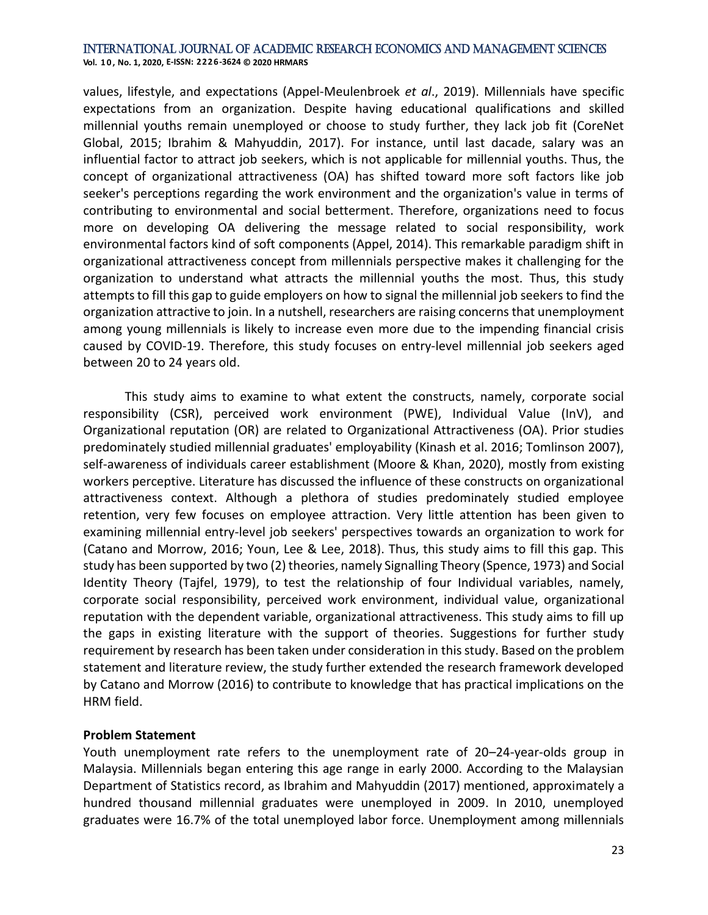values, lifestyle, and expectations (Appel-Meulenbroek *et al*., 2019). Millennials have specific expectations from an organization. Despite having educational qualifications and skilled millennial youths remain unemployed or choose to study further, they lack job fit (CoreNet Global, 2015; Ibrahim & Mahyuddin, 2017). For instance, until last dacade, salary was an influential factor to attract job seekers, which is not applicable for millennial youths. Thus, the concept of organizational attractiveness (OA) has shifted toward more soft factors like job seeker's perceptions regarding the work environment and the organization's value in terms of contributing to environmental and social betterment. Therefore, organizations need to focus more on developing OA delivering the message related to social responsibility, work environmental factors kind of soft components (Appel, 2014). This remarkable paradigm shift in organizational attractiveness concept from millennials perspective makes it challenging for the organization to understand what attracts the millennial youths the most. Thus, this study attempts to fill this gap to guide employers on how to signal the millennial job seekers to find the organization attractive to join. In a nutshell, researchers are raising concerns that unemployment among young millennials is likely to increase even more due to the impending financial crisis caused by COVID-19. Therefore, this study focuses on entry-level millennial job seekers aged between 20 to 24 years old.

This study aims to examine to what extent the constructs, namely, corporate social responsibility (CSR), perceived work environment (PWE), Individual Value (InV), and Organizational reputation (OR) are related to Organizational Attractiveness (OA). Prior studies predominately studied millennial graduates' employability (Kinash et al. 2016; Tomlinson 2007), self-awareness of individuals career establishment (Moore & Khan, 2020), mostly from existing workers perceptive. Literature has discussed the influence of these constructs on organizational attractiveness context. Although a plethora of studies predominately studied employee retention, very few focuses on employee attraction. Very little attention has been given to examining millennial entry-level job seekers' perspectives towards an organization to work for (Catano and Morrow, 2016; Youn, Lee & Lee, 2018). Thus, this study aims to fill this gap. This study has been supported by two (2) theories, namely Signalling Theory (Spence, 1973) and Social Identity Theory (Tajfel, 1979), to test the relationship of four Individual variables, namely, corporate social responsibility, perceived work environment, individual value, organizational reputation with the dependent variable, organizational attractiveness. This study aims to fill up the gaps in existing literature with the support of theories. Suggestions for further study requirement by research has been taken under consideration in this study. Based on the problem statement and literature review, the study further extended the research framework developed by Catano and Morrow (2016) to contribute to knowledge that has practical implications on the HRM field.

## Problem Statement

Youth unemployment rate refers to the unemployment rate of 20–24-year-olds group in Malaysia. Millennials began entering this age range in early 2000. According to the Malaysian Department of Statistics record, as Ibrahim and Mahyuddin (2017) mentioned, approximately a hundred thousand millennial graduates were unemployed in 2009. In 2010, unemployed graduates were 16.7% of the total unemployed labor force. Unemployment among millennials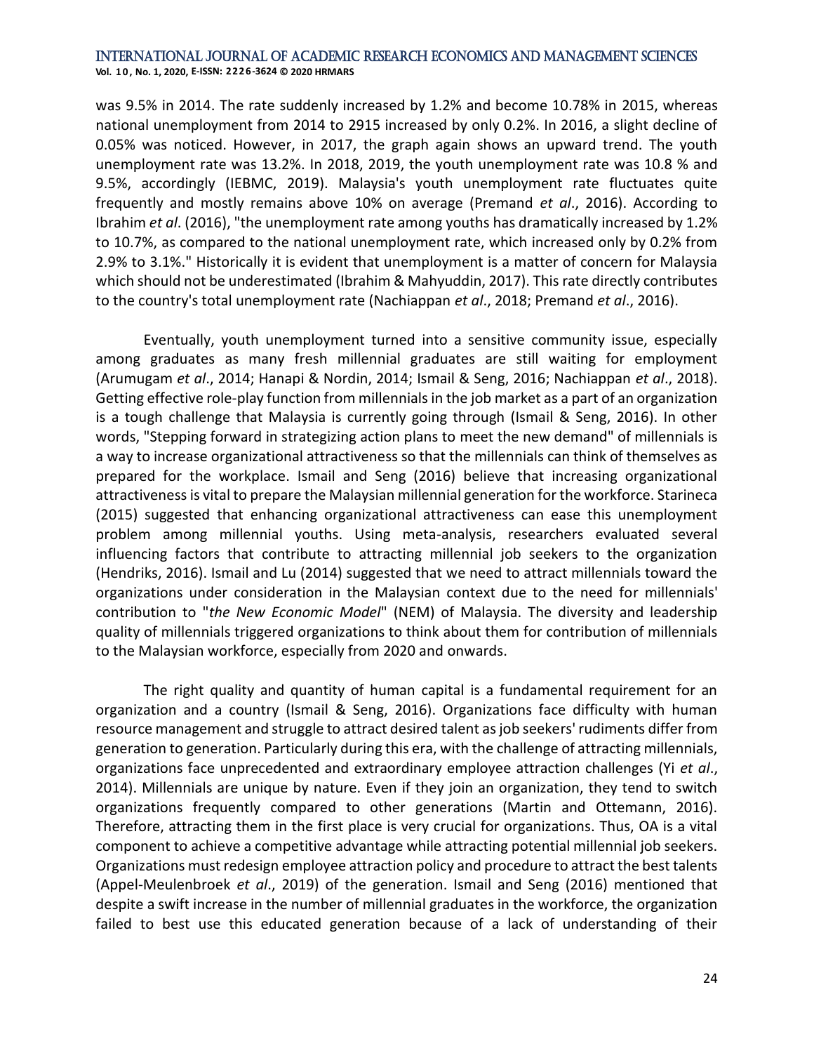was 9.5% in 2014. The rate suddenly increased by 1.2% and become 10.78% in 2015, whereas national unemployment from 2014 to 2915 increased by only 0.2%. In 2016, a slight decline of 0.05% was noticed. However, in 2017, the graph again shows an upward trend. The youth unemployment rate was 13.2%. In 2018, 2019, the youth unemployment rate was 10.8 % and 9.5%, accordingly (IEBMC, 2019). Malaysia's youth unemployment rate fluctuates quite frequently and mostly remains above 10% on average (Premand *et al*., 2016). According to Ibrahim *et al*. (2016), "the unemployment rate among youths has dramatically increased by 1.2% to 10.7%, as compared to the national unemployment rate, which increased only by 0.2% from 2.9% to 3.1%." Historically it is evident that unemployment is a matter of concern for Malaysia which should not be underestimated (Ibrahim & Mahyuddin, 2017). This rate directly contributes to the country's total unemployment rate (Nachiappan *et al*., 2018; Premand *et al*., 2016).

Eventually, youth unemployment turned into a sensitive community issue, especially among graduates as many fresh millennial graduates are still waiting for employment (Arumugam *et al*., 2014; Hanapi & Nordin, 2014; Ismail & Seng, 2016; Nachiappan *et al*., 2018). Getting effective role-play function from millennials in the job market as a part of an organization is a tough challenge that Malaysia is currently going through (Ismail & Seng, 2016). In other words, "Stepping forward in strategizing action plans to meet the new demand" of millennials is a way to increase organizational attractiveness so that the millennials can think of themselves as prepared for the workplace. Ismail and Seng (2016) believe that increasing organizational attractiveness is vital to prepare the Malaysian millennial generation for the workforce. Starineca (2015) suggested that enhancing organizational attractiveness can ease this unemployment problem among millennial youths. Using meta-analysis, researchers evaluated several influencing factors that contribute to attracting millennial job seekers to the organization (Hendriks, 2016). Ismail and Lu (2014) suggested that we need to attract millennials toward the organizations under consideration in the Malaysian context due to the need for millennials' contribution to "*the New Economic Model*" (NEM) of Malaysia. The diversity and leadership quality of millennials triggered organizations to think about them for contribution of millennials to the Malaysian workforce, especially from 2020 and onwards.

The right quality and quantity of human capital is a fundamental requirement for an organization and a country (Ismail & Seng, 2016). Organizations face difficulty with human resource management and struggle to attract desired talent as job seekers' rudiments differ from generation to generation. Particularly during this era, with the challenge of attracting millennials, organizations face unprecedented and extraordinary employee attraction challenges (Yi *et al*., 2014). Millennials are unique by nature. Even if they join an organization, they tend to switch organizations frequently compared to other generations (Martin and Ottemann, 2016). Therefore, attracting them in the first place is very crucial for organizations. Thus, OA is a vital component to achieve a competitive advantage while attracting potential millennial job seekers. Organizations must redesign employee attraction policy and procedure to attract the best talents (Appel-Meulenbroek *et al*., 2019) of the generation. Ismail and Seng (2016) mentioned that despite a swift increase in the number of millennial graduates in the workforce, the organization failed to best use this educated generation because of a lack of understanding of their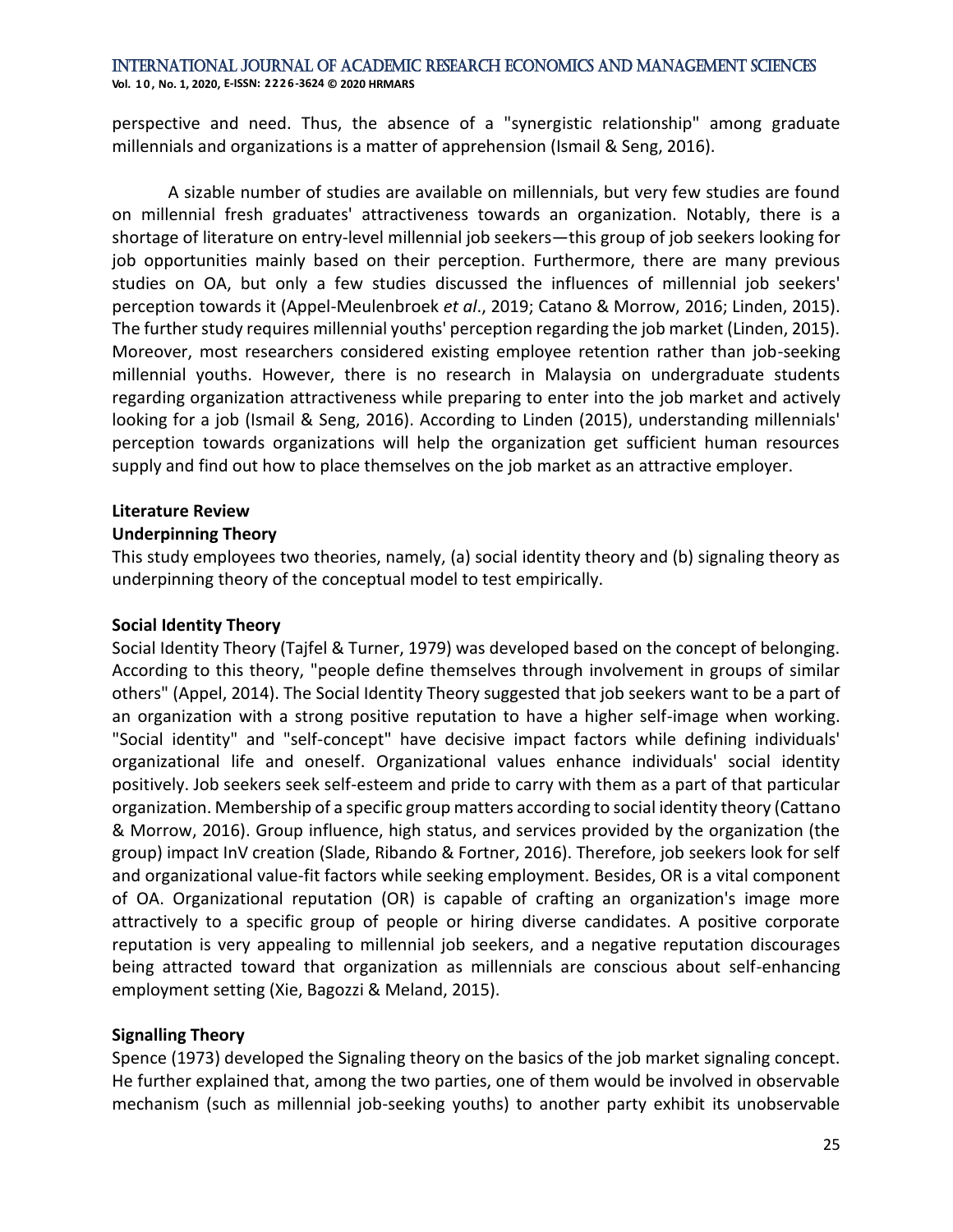perspective and need. Thus, the absence of a "synergistic relationship" among graduate millennials and organizations is a matter of apprehension (Ismail & Seng, 2016).

A sizable number of studies are available on millennials, but very few studies are found on millennial fresh graduates' attractiveness towards an organization. Notably, there is a shortage of literature on entry-level millennial job seekers—this group of job seekers looking for job opportunities mainly based on their perception. Furthermore, there are many previous studies on OA, but only a few studies discussed the influences of millennial job seekers' perception towards it (Appel-Meulenbroek *et al*., 2019; Catano & Morrow, 2016; Linden, 2015). The further study requires millennial youths' perception regarding the job market (Linden, 2015). Moreover, most researchers considered existing employee retention rather than job-seeking millennial youths. However, there is no research in Malaysia on undergraduate students regarding organization attractiveness while preparing to enter into the job market and actively looking for a job (Ismail & Seng, 2016). According to Linden (2015), understanding millennials' perception towards organizations will help the organization get sufficient human resources supply and find out how to place themselves on the job market as an attractive employer.

## Literature Review

### Underpinning Theory

This study employees two theories, namely, (a) social identity theory and (b) signaling theory as underpinning theory of the conceptual model to test empirically.

### Social Identity Theory

Social Identity Theory (Tajfel & Turner, 1979) was developed based on the concept of belonging. According to this theory, "people define themselves through involvement in groups of similar others" (Appel, 2014). The Social Identity Theory suggested that job seekers want to be a part of an organization with a strong positive reputation to have a higher self-image when working. "Social identity" and "self-concept" have decisive impact factors while defining individuals' organizational life and oneself. Organizational values enhance individuals' social identity positively. Job seekers seek self-esteem and pride to carry with them as a part of that particular organization. Membership of a specific group matters according to social identity theory (Cattano & Morrow, 2016). Group influence, high status, and services provided by the organization (the group) impact InV creation (Slade, Ribando & Fortner, 2016). Therefore, job seekers look for self and organizational value-fit factors while seeking employment. Besides, OR is a vital component of OA. Organizational reputation (OR) is capable of crafting an organization's image more attractively to a specific group of people or hiring diverse candidates. A positive corporate reputation is very appealing to millennial job seekers, and a negative reputation discourages being attracted toward that organization as millennials are conscious about self-enhancing employment setting (Xie, Bagozzi & Meland, 2015).

### Signalling Theory

Spence (1973) developed the Signaling theory on the basics of the job market signaling concept. He further explained that, among the two parties, one of them would be involved in observable mechanism (such as millennial job-seeking youths) to another party exhibit its unobservable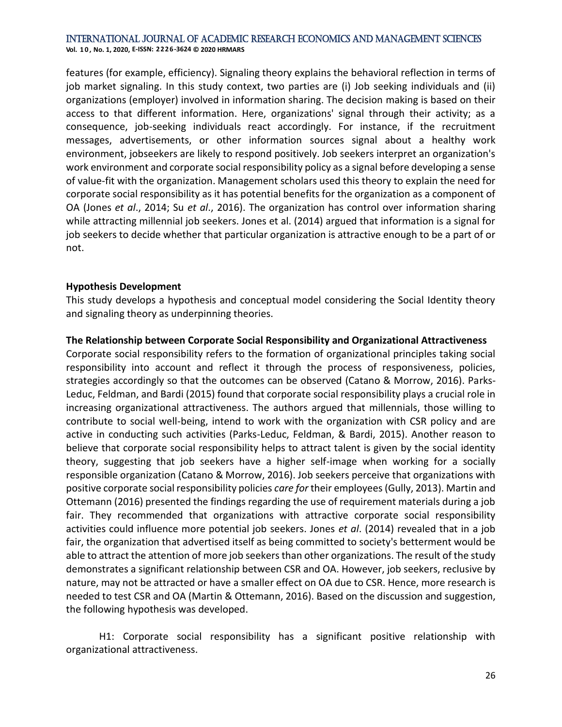features (for example, efficiency). Signaling theory explains the behavioral reflection in terms of job market signaling. In this study context, two parties are (i) Job seeking individuals and (ii) organizations (employer) involved in information sharing. The decision making is based on their access to that different information. Here, organizations' signal through their activity; as a consequence, job-seeking individuals react accordingly. For instance, if the recruitment messages, advertisements, or other information sources signal about a healthy work environment, jobseekers are likely to respond positively. Job seekers interpret an organization's work environment and corporate social responsibility policy as a signal before developing a sense of value-fit with the organization. Management scholars used this theory to explain the need for corporate social responsibility as it has potential benefits for the organization as a component of OA (Jones *et al*., 2014; Su *et al*., 2016). The organization has control over information sharing while attracting millennial job seekers. Jones et al. (2014) argued that information is a signal for job seekers to decide whether that particular organization is attractive enough to be a part of or not.

**Hypothesis Development**

This study develops a hypothesis and conceptual model considering the Social Identity theory and signaling theory as underpinning theories.

**The Relationship between Corporate Social Responsibility and Organizational Attractiveness**

Corporate social responsibility refers to the formation of organizational principles taking social responsibility into account and reflect it through the process of responsiveness, policies, strategies accordingly so that the outcomes can be observed (Catano & Morrow, 2016). Parks-Leduc, Feldman, and Bardi (2015) found that corporate social responsibility plays a crucial role in increasing organizational attractiveness. The authors argued that millennials, those willing to contribute to social well-being, intend to work with the organization with CSR policy and are active in conducting such activities (Parks-Leduc, Feldman, & Bardi, 2015). Another reason to believe that corporate social responsibility helps to attract talent is given by the social identity theory, suggesting that job seekers have a higher self-image when working for a socially responsible organization (Catano & Morrow, 2016). Job seekers perceive that organizations with positive corporate social responsibility policies *care for* their employees (Gully, 2013). Martin and Ottemann (2016) presented the findings regarding the use of requirement materials during a job fair. They recommended that organizations with attractive corporate social responsibility activities could influence more potential job seekers. Jones *et al*. (2014) revealed that in a job fair, the organization that advertised itself as being committed to society's betterment would be able to attract the attention of more job seekers than other organizations. The result of the study demonstrates a significant relationship between CSR and OA. However, job seekers, reclusive by nature, may not be attracted or have a smaller effect on OA due to CSR. Hence, more research is needed to test CSR and OA (Martin & Ottemann, 2016). Based on the discussion and suggestion, the following hypothesis was developed.

H1: Corporate social responsibility has a significant positive relationship with organizational attractiveness.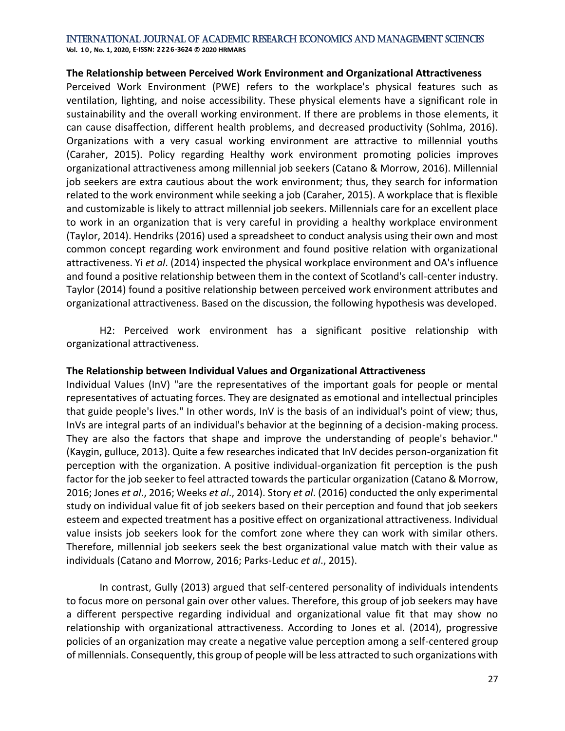**The Relationship between Perceived Work Environment and Organizational Attractiveness**

Perceived Work Environment (PWE) refers to the workplace's physical features such as ventilation, lighting, and noise accessibility. These physical elements have a significant role in sustainability and the overall working environment. If there are problems in those elements, it can cause disaffection, different health problems, and decreased productivity (Sohlma, 2016). Organizations with a very casual working environment are attractive to millennial youths (Caraher, 2015). Policy regarding Healthy work environment promoting policies improves organizational attractiveness among millennial job seekers (Catano & Morrow, 2016). Millennial job seekers are extra cautious about the work environment; thus, they search for information related to the work environment while seeking a job (Caraher, 2015). A workplace that is flexible and customizable is likely to attract millennial job seekers. Millennials care for an excellent place to work in an organization that is very careful in providing a healthy workplace environment (Taylor, 2014). Hendriks (2016) used a spreadsheet to conduct analysis using their own and most common concept regarding work environment and found positive relation with organizational attractiveness. Yi *et al*. (2014) inspected the physical workplace environment and OA's influence and found a positive relationship between them in the context of Scotland's call-center industry. Taylor (2014) found a positive relationship between perceived work environment attributes and organizational attractiveness. Based on the discussion, the following hypothesis was developed.

H2: Perceived work environment has a significant positive relationship with organizational attractiveness.

**The Relationship between Individual Values and Organizational Attractiveness**

Individual Values (InV) "are the representatives of the important goals for people or mental representatives of actuating forces. They are designated as emotional and intellectual principles that guide people's lives." In other words, InV is the basis of an individual's point of view; thus, InVs are integral parts of an individual's behavior at the beginning of a decision-making process. They are also the factors that shape and improve the understanding of people's behavior." (Kaygin, gulluce, 2013). Quite a few researches indicated that InV decides person-organization fit perception with the organization. A positive individual-organization fit perception is the push factor for the job seeker to feel attracted towards the particular organization (Catano & Morrow, 2016; Jones *et al*., 2016; Weeks *et al*., 2014). Story *et al*. (2016) conducted the only experimental study on individual value fit of job seekers based on their perception and found that job seekers esteem and expected treatment has a positive effect on organizational attractiveness. Individual value insists job seekers look for the comfort zone where they can work with similar others. Therefore, millennial job seekers seek the best organizational value match with their value as individuals (Catano and Morrow, 2016; Parks-Leduc *et al*., 2015).

In contrast, Gully (2013) argued that self-centered personality of individuals intendents to focus more on personal gain over other values. Therefore, this group of job seekers may have a different perspective regarding individual and organizational value fit that may show no relationship with organizational attractiveness. According to Jones et al. (2014), progressive policies of an organization may create a negative value perception among a self-centered group of millennials. Consequently, this group of people will be less attracted to such organizations with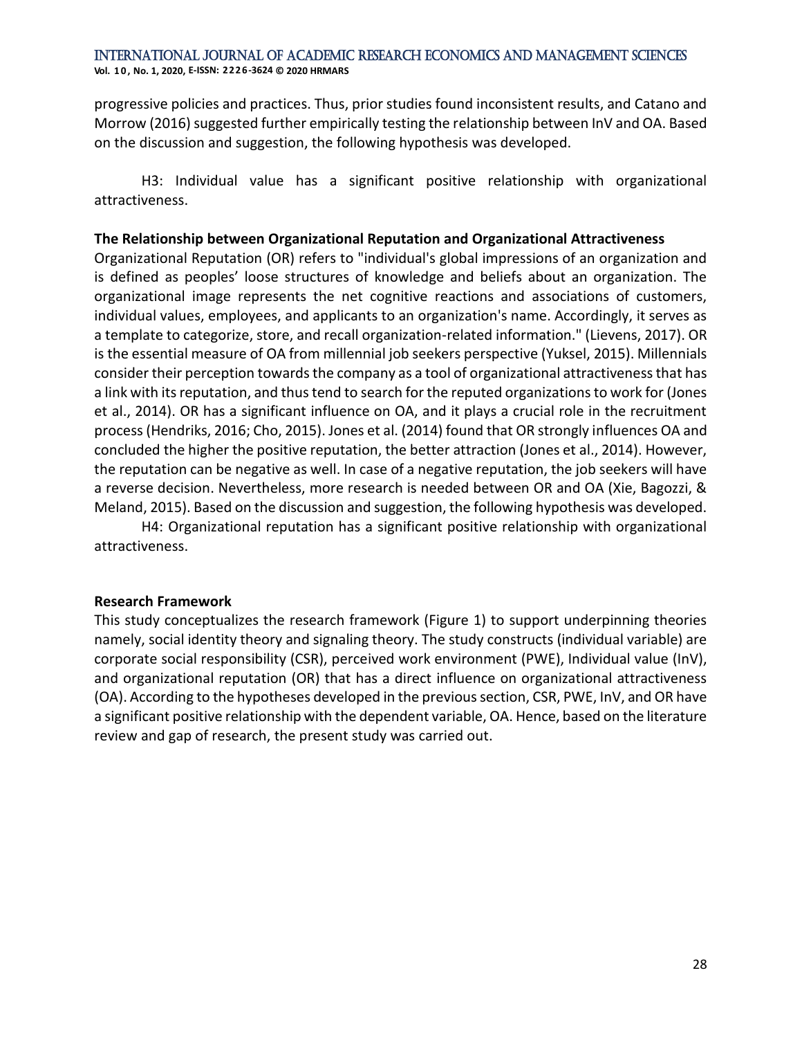progressive policies and practices. Thus, prior studies found inconsistent results, and Catano and Morrow (2016) suggested further empirically testing the relationship between InV and OA. Based on the discussion and suggestion, the following hypothesis was developed.

H3: Individual value has a significant positive relationship with organizational attractiveness.

**The Relationship between Organizational Reputation and Organizational Attractiveness**

Organizational Reputation (OR) refers to "individual's global impressions of an organization and is defined as peoples' loose structures of knowledge and beliefs about an organization. The organizational image represents the net cognitive reactions and associations of customers, individual values, employees, and applicants to an organization's name. Accordingly, it serves as a template to categorize, store, and recall organization-related information." (Lievens, 2017). OR is the essential measure of OA from millennial job seekers perspective (Yuksel, 2015). Millennials consider their perception towards the company as a tool of organizational attractiveness that has a link with its reputation, and thus tend to search for the reputed organizations to work for (Jones et al., 2014). OR has a significant influence on OA, and it plays a crucial role in the recruitment process (Hendriks, 2016; Cho, 2015). Jones et al. (2014) found that OR strongly influences OA and concluded the higher the positive reputation, the better attraction (Jones et al., 2014). However, the reputation can be negative as well. In case of a negative reputation, the job seekers will have a reverse decision. Nevertheless, more research is needed between OR and OA (Xie, Bagozzi, & Meland, 2015). Based on the discussion and suggestion, the following hypothesis was developed.

H4: Organizational reputation has a significant positive relationship with organizational attractiveness.

**Research Framework**

This study conceptualizes the research framework (Figure 1) to support underpinning theories namely, social identity theory and signaling theory. The study constructs (individual variable) are corporate social responsibility (CSR), perceived work environment (PWE), Individual value (InV), and organizational reputation (OR) that has a direct influence on organizational attractiveness (OA). According to the hypotheses developed in the previous section, CSR, PWE, InV, and OR have a significant positive relationship with the dependent variable, OA. Hence, based on the literature review and gap of research, the present study was carried out.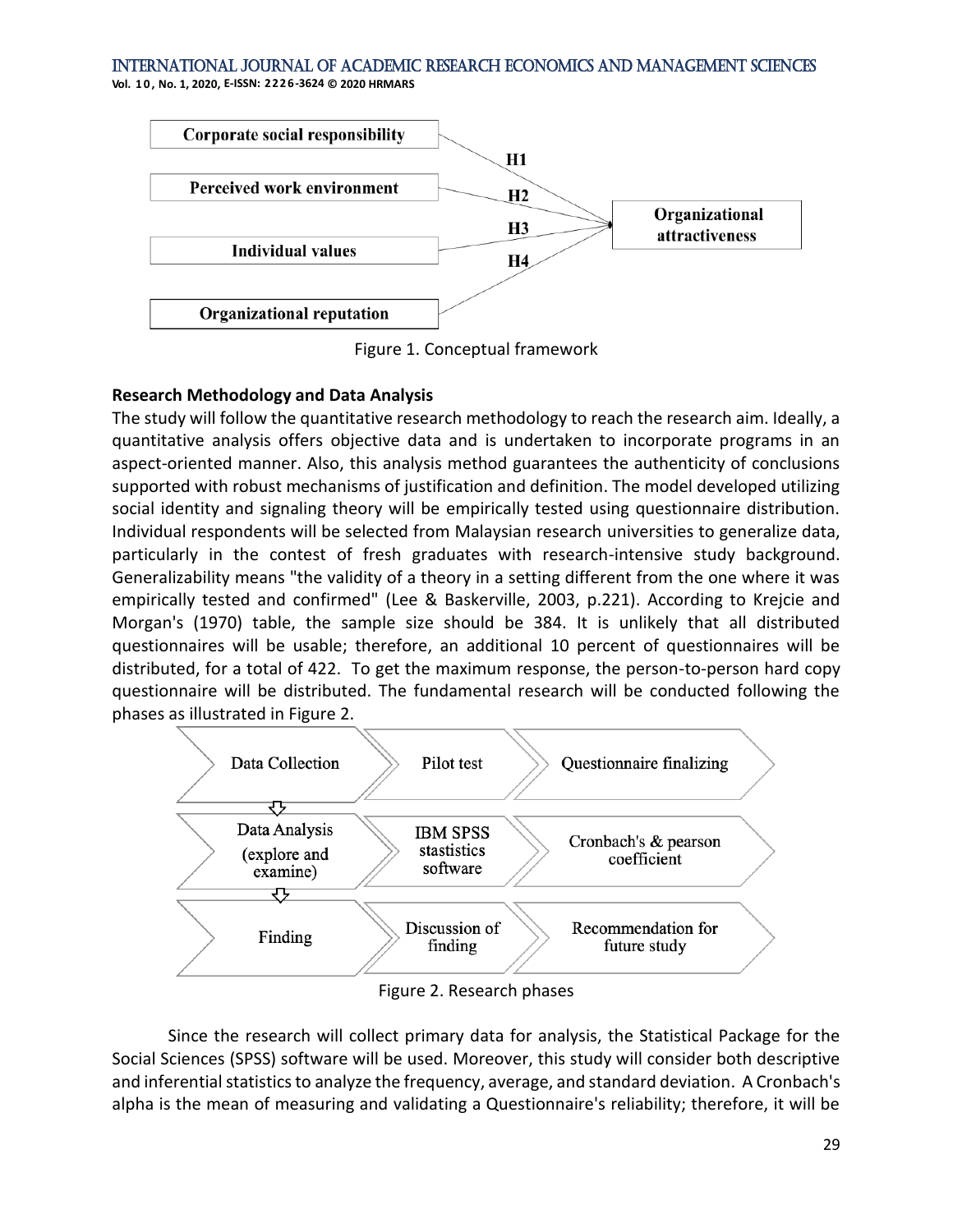Figure 1. Conceptual framework

## Research Methodology and Data Analysis

The study will follow the quantitative research methodology to reach the research aim. Ideally, a quantitative analysis offers objective data and is undertaken to incorporate programs in an aspect-oriented manner. Also, this analysis method guarantees the authenticity of conclusions supported with robust mechanisms of justification and definition. The model developed utilizing social identity and signaling theory will be empirically tested using questionnaire distribution. Individual respondents will be selected from Malaysian research universities to generalize data, particularly in the contest of fresh graduates with research-intensive study background. Generalizability means "the validity of a theory in a setting different from the one where it was empirically tested and confirmed" (Lee & Baskerville, 2003, p.221). According to Krejcie and Morgan's (1970) table, the sample size should be 384. It is unlikely that all distributed questionnaires will be usable; therefore, an additional 10 percent of questionnaires will be distributed, for a total of 422. To get the maximum response, the person-to-person hard copy questionnaire will be distributed. The fundamental research will be conducted following the phases as illustrated in Figure 2.

Figure 2. Research phases

Since the research will collect primary data for analysis, the Statistical Package for the Social Sciences (SPSS) software will be used. Moreover, this study will consider both descriptive and inferential statistics to analyze the frequency, average, and standard deviation. A Cronbach's alpha is the mean of measuring and validating a Questionnaire's reliability; therefore, it will be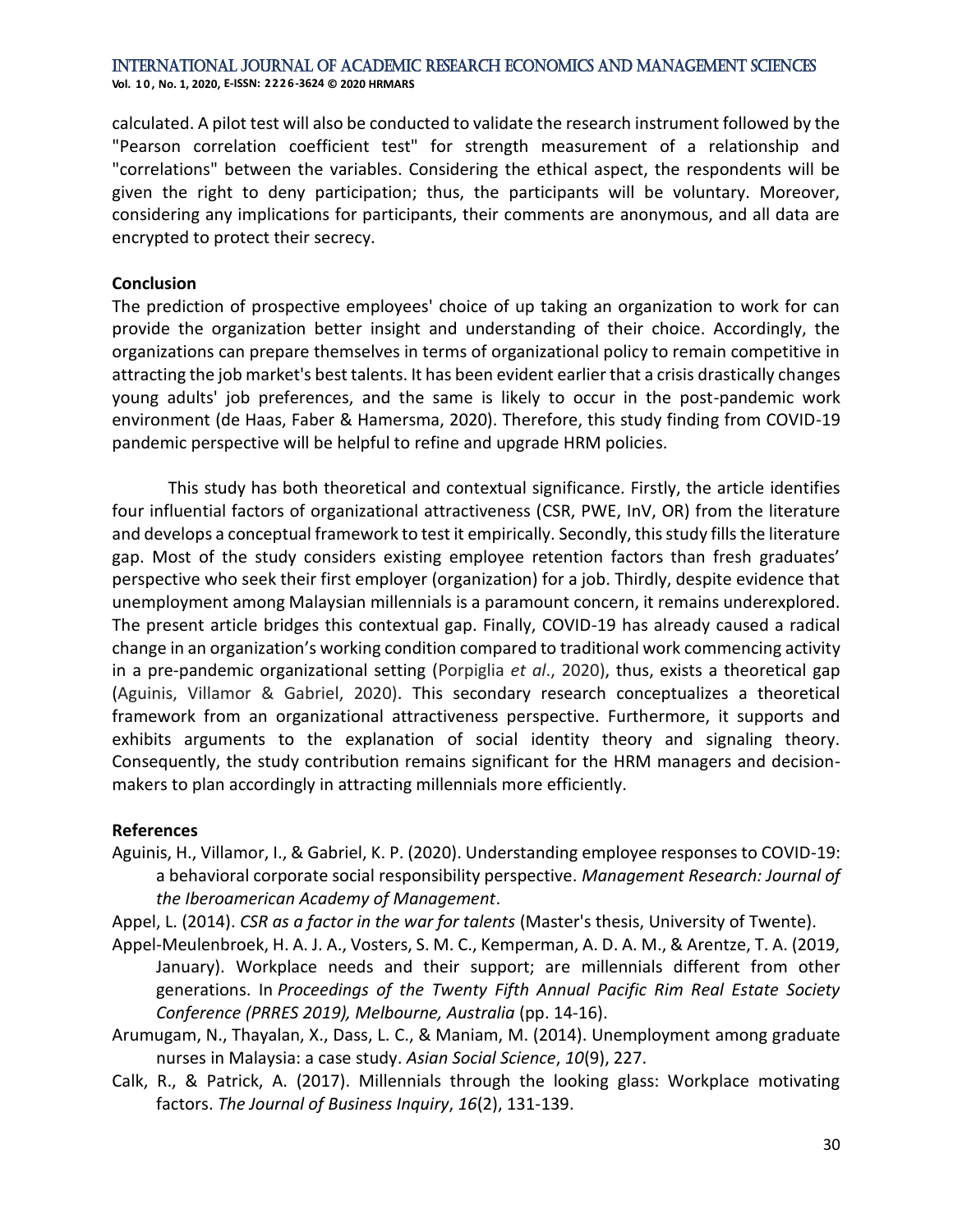calculated. A pilot test will also be conducted to validate the research instrument followed by the "Pearson correlation coefficient test" for strength measurement of a relationship and "correlations" between the variables. Considering the ethical aspect, the respondents will be given the right to deny participation; thus, the participants will be voluntary. Moreover, considering any implications for participants, their comments are anonymous, and all data are encrypted to protect their secrecy.

## Conclusion

The prediction of prospective employees' choice of up taking an organization to work for can provide the organization better insight and understanding of their choice. Accordingly, the organizations can prepare themselves in terms of organizational policy to remain competitive in attracting the job market's best talents. It has been evident earlier that a crisis drastically changes young adults' job preferences, and the same is likely to occur in the post-pandemic work environment (de Haas, Faber & Hamersma, 2020). Therefore, this study finding from COVID-19 pandemic perspective will be helpful to refine and upgrade HRM policies.

This study has both theoretical and contextual significance. Firstly, the article identifies four influential factors of organizational attractiveness (CSR, PWE, InV, OR) from the literature and develops a conceptual framework to test it empirically. Secondly, this study fills the literature gap. Most of the study considers existing employee retention factors than fresh graduates' perspective who seek their first employer (organization) for a job. Thirdly, despite evidence that unemployment among Malaysian millennials is a paramount concern, it remains underexplored. The present article bridges this contextual gap. Finally, COVID-19 has already caused a radical change in an organization's working condition compared to traditional work commencing activity in a pre-pandemic organizational setting (Porpiglia *et al*., 2020), thus, exists a theoretical gap (Aguinis, Villamor & Gabriel, 2020). This secondary research conceptualizes a theoretical framework from an organizational attractiveness perspective. Furthermore, it supports and exhibits arguments to the explanation of social identity theory and signaling theory. Consequently, the study contribution remains significant for the HRM managers and decision-makers to plan accordingly in attracting millennials more efficiently.

## References

Aguinis, H., Villamor, I., & Gabriel, K. P. (2020). Understanding employee responses to COVID-19: a behavioral corporate social responsibility perspective. *Management Research: Journal of the Iberoamerican Academy of Management*.

Appel, L. (2014). *CSR as a factor in the war for talents* (Master's thesis, University of Twente).

Appel-Meulenbroek, H. A. J. A., Vosters, S. M. C., Kemperman, A. D. A. M., & Arentze, T. A. (2019, January). Workplace needs and their support; are millennials different from other generations. In *Proceedings of the Twenty Fifth Annual Pacific Rim Real Estate Society Conference (PRRES 2019), Melbourne, Australia* (pp. 14-16).

Arumugam, N., Thayalan, X., Dass, L. C., & Maniam, M. (2014). Unemployment among graduate nurses in Malaysia: a case study. *Asian Social Science*, *10*(9), 227.

Calk, R., & Patrick, A. (2017). Millennials through the looking glass: Workplace motivating factors. *The Journal of Business Inquiry*, *16*(2), 131-139.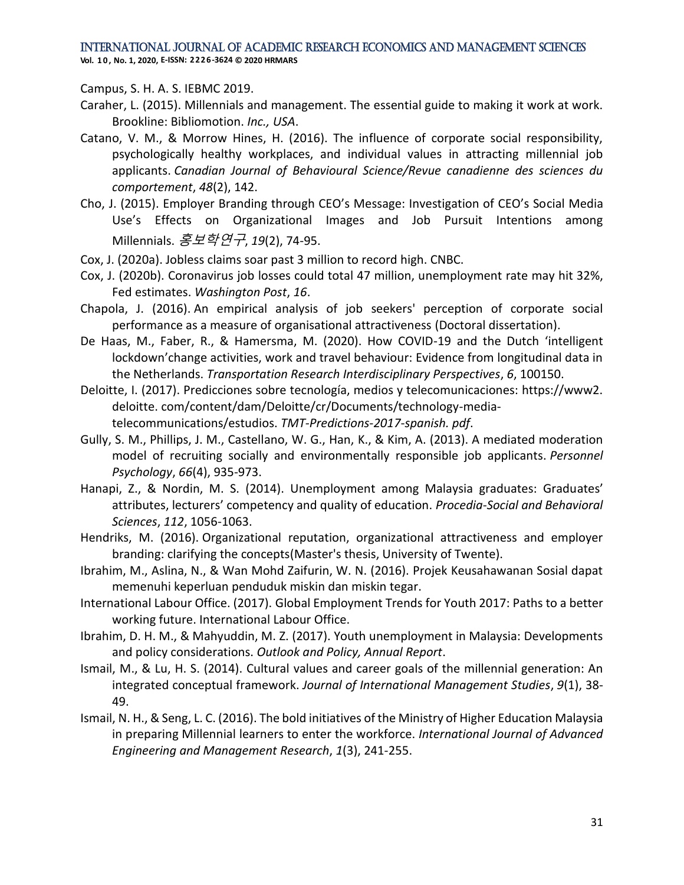Campus, S. H. A. S. IEBMC 2019.

Caraher, L. (2015). Millennials and management. The essential guide to making it work at work. Brookline: Bibliomotion. *Inc., USA*.

Catano, V. M., & Morrow Hines, H. (2016). The influence of corporate social responsibility, psychologically healthy workplaces, and individual values in attracting millennial job applicants. *Canadian Journal of Behavioural Science/Revue canadienne des sciences du comportement*, *48*(2), 142.

Cho, J. (2015). Employer Branding through CEO's Message: Investigation of CEO's Social Media Use's Effects on Organizational Images and Job Pursuit Intentions among Millennials. *홍보학연구*, *19*(2), 74-95.

Cox, J. (2020a). Jobless claims soar past 3 million to record high. CNBC.

Cox, J. (2020b). Coronavirus job losses could total 47 million, unemployment rate may hit 32%, Fed estimates. *Washington Post*, *16*.

Chapola, J. (2016). An empirical analysis of job seekers' perception of corporate social performance as a measure of organisational attractiveness (Doctoral dissertation).

De Haas, M., Faber, R., & Hamersma, M. (2020). How COVID-19 and the Dutch 'intelligent lockdown'change activities, work and travel behaviour: Evidence from longitudinal data in the Netherlands. *Transportation Research Interdisciplinary Perspectives*, *6*, 100150.

Deloitte, I. (2017). Predicciones sobre tecnología, medios y telecomunicaciones: https://www2. deloitte. com/content/dam/Deloitte/cr/Documents/technology-media-telecommunications/estudios. *TMT-Predictions-2017-spanish. pdf*.

Gully, S. M., Phillips, J. M., Castellano, W. G., Han, K., & Kim, A. (2013). A mediated moderation model of recruiting socially and environmentally responsible job applicants. *Personnel Psychology*, *66*(4), 935-973.

Hanapi, Z., & Nordin, M. S. (2014). Unemployment among Malaysia graduates: Graduates' attributes, lecturers' competency and quality of education. *Procedia-Social and Behavioral Sciences*, *112*, 1056-1063.

Hendriks, M. (2016). Organizational reputation, organizational attractiveness and employer branding: clarifying the concepts(Master's thesis, University of Twente).

Ibrahim, M., Aslina, N., & Wan Mohd Zaifurin, W. N. (2016). Projek Keusahawanan Sosial dapat memenuhi keperluan penduduk miskin dan miskin tegar.

International Labour Office. (2017). Global Employment Trends for Youth 2017: Paths to a better working future. International Labour Office.

Ibrahim, D. H. M., & Mahyuddin, M. Z. (2017). Youth unemployment in Malaysia: Developments and policy considerations. *Outlook and Policy, Annual Report*.

Ismail, M., & Lu, H. S. (2014). Cultural values and career goals of the millennial generation: An integrated conceptual framework. *Journal of International Management Studies*, *9*(1), 38-49.

Ismail, N. H., & Seng, L. C. (2016). The bold initiatives of the Ministry of Higher Education Malaysia in preparing Millennial learners to enter the workforce. *International Journal of Advanced Engineering and Management Research*, *1*(3), 241-255.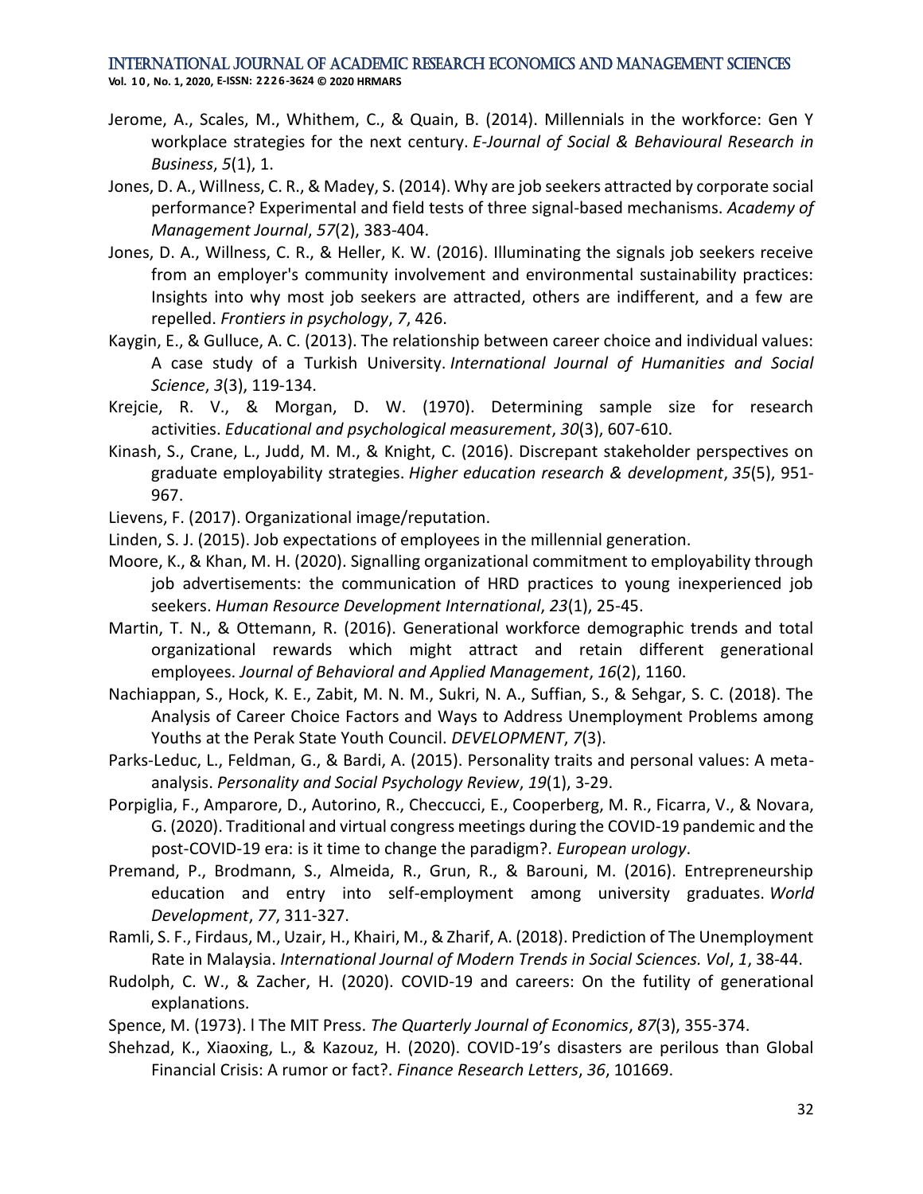Jerome, A., Scales, M., Whithem, C., & Quain, B. (2014). Millennials in the workforce: Gen Y workplace strategies for the next century. *E-Journal of Social & Behavioural Research in Business*, *5*(1), 1.

Jones, D. A., Willness, C. R., & Madey, S. (2014). Why are job seekers attracted by corporate social performance? Experimental and field tests of three signal-based mechanisms. *Academy of Management Journal*, *57*(2), 383-404.

Jones, D. A., Willness, C. R., & Heller, K. W. (2016). Illuminating the signals job seekers receive from an employer's community involvement and environmental sustainability practices: Insights into why most job seekers are attracted, others are indifferent, and a few are repelled. *Frontiers in psychology*, *7*, 426.

Kaygin, E., & Gulluce, A. C. (2013). The relationship between career choice and individual values: A case study of a Turkish University. *International Journal of Humanities and Social Science*, *3*(3), 119-134.

Krejcie, R. V., & Morgan, D. W. (1970). Determining sample size for research activities. *Educational and psychological measurement*, *30*(3), 607-610.

Kinash, S., Crane, L., Judd, M. M., & Knight, C. (2016). Discrepant stakeholder perspectives on graduate employability strategies. *Higher education research & development*, *35*(5), 951-967.

Lievens, F. (2017). Organizational image/reputation.

Linden, S. J. (2015). Job expectations of employees in the millennial generation.

Moore, K., & Khan, M. H. (2020). Signalling organizational commitment to employability through job advertisements: the communication of HRD practices to young inexperienced job seekers. *Human Resource Development International*, *23*(1), 25-45.

Martin, T. N., & Ottemann, R. (2016). Generational workforce demographic trends and total organizational rewards which might attract and retain different generational employees. *Journal of Behavioral and Applied Management*, *16*(2), 1160.

Nachiappan, S., Hock, K. E., Zabit, M. N. M., Sukri, N. A., Suffian, S., & Sehgar, S. C. (2018). The Analysis of Career Choice Factors and Ways to Address Unemployment Problems among Youths at the Perak State Youth Council. *DEVELOPMENT*, *7*(3).

Parks-Leduc, L., Feldman, G., & Bardi, A. (2015). Personality traits and personal values: A meta-analysis. *Personality and Social Psychology Review*, *19*(1), 3-29.

Porpiglia, F., Amparore, D., Autorino, R., Checcucci, E., Cooperberg, M. R., Ficarra, V., & Novara, G. (2020). Traditional and virtual congress meetings during the COVID-19 pandemic and the post-COVID-19 era: is it time to change the paradigm?. *European urology*.

Premand, P., Brodmann, S., Almeida, R., Grun, R., & Barouni, M. (2016). Entrepreneurship education and entry into self-employment among university graduates. *World Development*, *77*, 311-327.

Ramli, S. F., Firdaus, M., Uzair, H., Khairi, M., & Zharif, A. (2018). Prediction of The Unemployment Rate in Malaysia. *International Journal of Modern Trends in Social Sciences. Vol*, *1*, 38-44.

Rudolph, C. W., & Zacher, H. (2020). COVID-19 and careers: On the futility of generational explanations.

Spence, M. (1973). l The MIT Press. *The Quarterly Journal of Economics*, *87*(3), 355-374.

Shehzad, K., Xiaoxing, L., & Kazouz, H. (2020). COVID-19's disasters are perilous than Global Financial Crisis: A rumor or fact?. *Finance Research Letters*, *36*, 101669.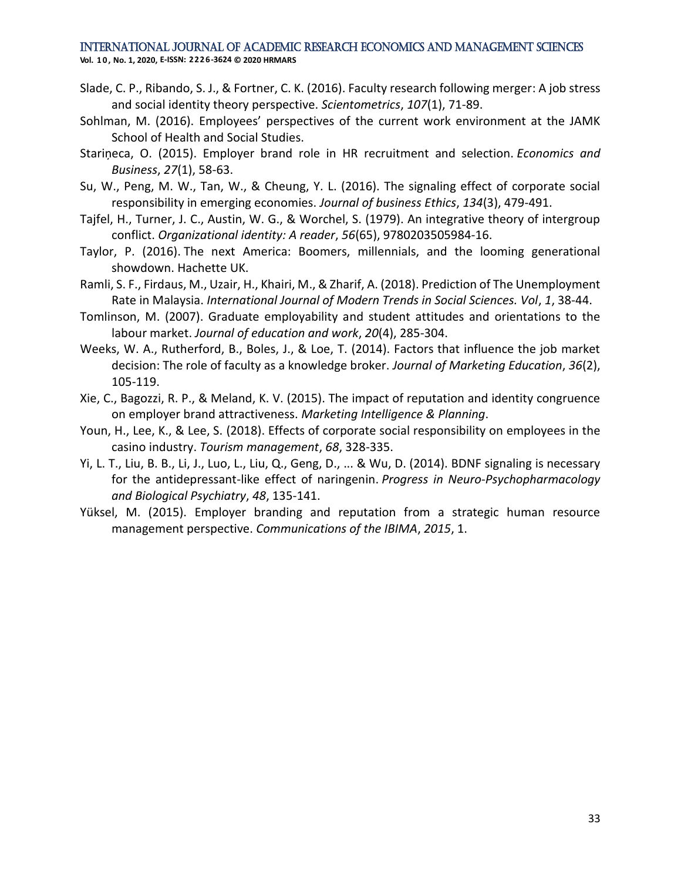Slade, C. P., Ribando, S. J., & Fortner, C. K. (2016). Faculty research following merger: A job stress and social identity theory perspective. *Scientometrics*, *107*(1), 71-89.

Sohlman, M. (2016). Employees' perspectives of the current work environment at the JAMK School of Health and Social Studies.

Stariņeca, O. (2015). Employer brand role in HR recruitment and selection. *Economics and Business*, *27*(1), 58-63.

Su, W., Peng, M. W., Tan, W., & Cheung, Y. L. (2016). The signaling effect of corporate social responsibility in emerging economies. *Journal of business Ethics*, *134*(3), 479-491.

Tajfel, H., Turner, J. C., Austin, W. G., & Worchel, S. (1979). An integrative theory of intergroup conflict. *Organizational identity: A reader*, *56*(65), 9780203505984-16.

Taylor, P. (2016). The next America: Boomers, millennials, and the looming generational showdown. Hachette UK.

Ramli, S. F., Firdaus, M., Uzair, H., Khairi, M., & Zharif, A. (2018). Prediction of The Unemployment Rate in Malaysia. *International Journal of Modern Trends in Social Sciences. Vol*, *1*, 38-44.

Tomlinson, M. (2007). Graduate employability and student attitudes and orientations to the labour market. *Journal of education and work*, *20*(4), 285-304.

Weeks, W. A., Rutherford, B., Boles, J., & Loe, T. (2014). Factors that influence the job market decision: The role of faculty as a knowledge broker. *Journal of Marketing Education*, *36*(2), 105-119.

Xie, C., Bagozzi, R. P., & Meland, K. V. (2015). The impact of reputation and identity congruence on employer brand attractiveness. *Marketing Intelligence & Planning*.

Youn, H., Lee, K., & Lee, S. (2018). Effects of corporate social responsibility on employees in the casino industry. *Tourism management*, *68*, 328-335.

Yi, L. T., Liu, B. B., Li, J., Luo, L., Liu, Q., Geng, D., ... & Wu, D. (2014). BDNF signaling is necessary for the antidepressant-like effect of naringenin. *Progress in Neuro-Psychopharmacology and Biological Psychiatry*, *48*, 135-141.

Yüksel, M. (2015). Employer branding and reputation from a strategic human resource management perspective. *Communications of the IBIMA*, *2015*, 1.